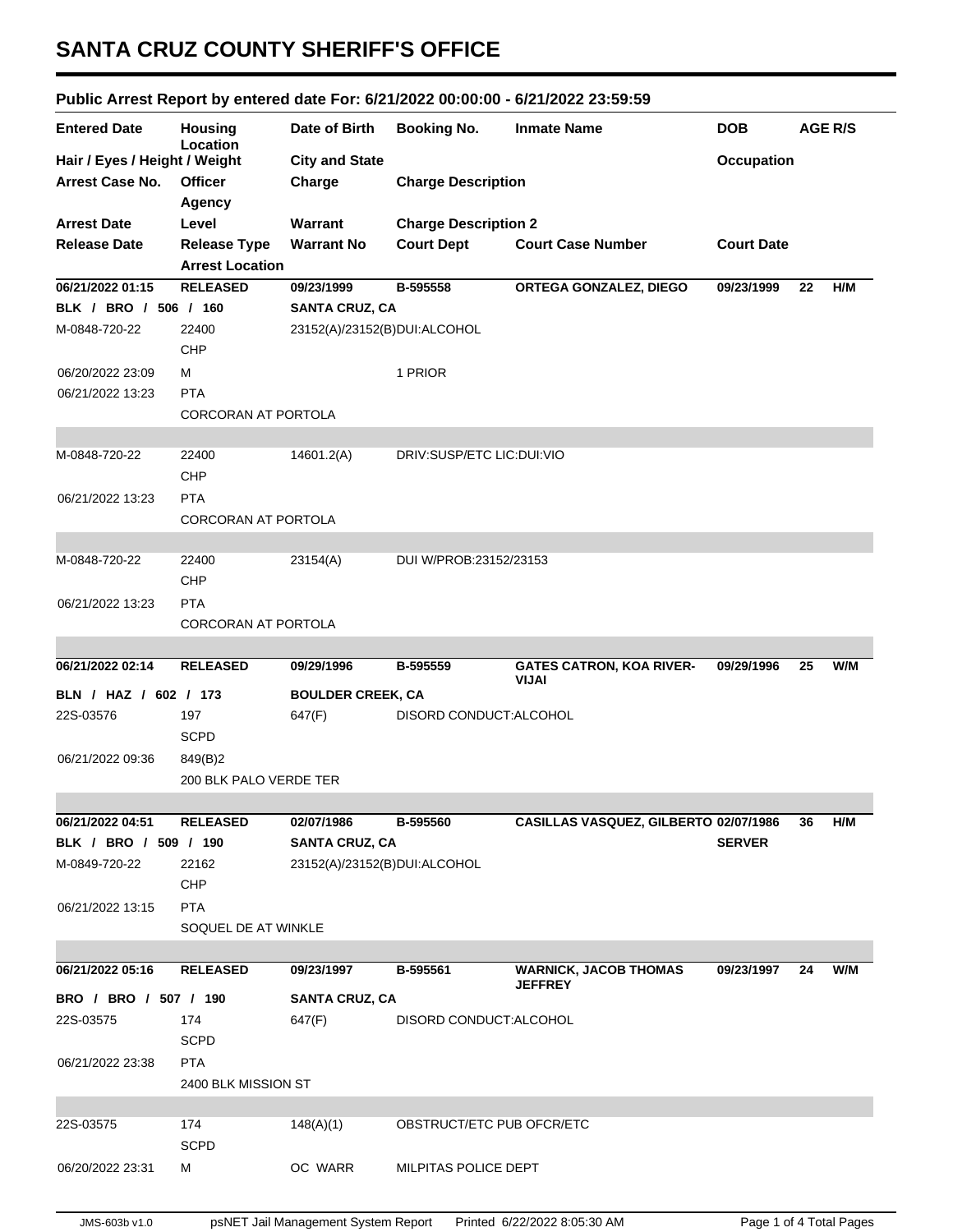# SANTA CRUZ COUNTY SHERIFF'S OFFICE

## Public Arrest Report by entered date For: 6/21/2022 00:00:00 - 6/21/2022 23:59:59

| Entered Date | Housing Location | Date of Birth | Booking No. | Inmate Name | DOB | AGE | R/S |
|---|---|---|---|---|---|---|---|
| Hair / Eyes / Height / Weight | | City and State | | | Occupation | | |
| Arrest Case No. | Officer Agency | Charge | Charge Description | | | | |
| Arrest Date | Level | Warrant | Charge Description 2 | | | | |
| Release Date | Release Type | Warrant No | Court Dept | Court Case Number | Court Date | | |
| | Arrest Location | | | | | | |
| **06/21/2022 01:15** | **RELEASED** | **09/23/1999** | **B-595558** | **ORTEGA GONZALEZ, DIEGO** | **09/23/1999** | **22** | **H/M** |
| **BLK / BRO / 506 / 160** | | **SANTA CRUZ, CA** | | | | | |
| M-0848-720-22 | 22400 CHP | 23152(A)/23152(B)DUI:ALCOHOL | | | | | |
| 06/20/2022 23:09 | M | | 1 PRIOR | | | | |
| 06/21/2022 13:23 | PTA | | | | | | |
| | CORCORAN AT PORTOLA | | | | | | |
| M-0848-720-22 | 22400 CHP | 14601.2(A) | DRIV:SUSP/ETC LIC:DUI:VIO | | | | |
| 06/21/2022 13:23 | PTA | | | | | | |
| | CORCORAN AT PORTOLA | | | | | | |
| M-0848-720-22 | 22400 CHP | 23154(A) | DUI W/PROB:23152/23153 | | | | |
| 06/21/2022 13:23 | PTA | | | | | | |
| | CORCORAN AT PORTOLA | | | | | | |
| **06/21/2022 02:14** | **RELEASED** | **09/29/1996** | **B-595559** | **GATES CATRON, KOA RIVER-VIJAI** | **09/29/1996** | **25** | **W/M** |
| **BLN / HAZ / 602 / 173** | | **BOULDER CREEK, CA** | | | | | |
| 22S-03576 | 197 SCPD | 647(F) | DISORD CONDUCT:ALCOHOL | | | | |
| 06/21/2022 09:36 | 849(B)2 | | | | | | |
| | 200 BLK PALO VERDE TER | | | | | | |
| **06/21/2022 04:51** | **RELEASED** | **02/07/1986** | **B-595560** | **CASILLAS VASQUEZ, GILBERTO** | **02/07/1986** | **36** | **H/M** |
| **BLK / BRO / 509 / 190** | | **SANTA CRUZ, CA** | | | **SERVER** | | |
| M-0849-720-22 | 22162 CHP | 23152(A)/23152(B)DUI:ALCOHOL | | | | | |
| 06/21/2022 13:15 | PTA | | | | | | |
| | SOQUEL DE AT WINKLE | | | | | | |
| **06/21/2022 05:16** | **RELEASED** | **09/23/1997** | **B-595561** | **WARNICK, JACOB THOMAS JEFFREY** | **09/23/1997** | **24** | **W/M** |
| **BRO / BRO / 507 / 190** | | **SANTA CRUZ, CA** | | | | | |
| 22S-03575 | 174 SCPD | 647(F) | DISORD CONDUCT:ALCOHOL | | | | |
| 06/21/2022 23:38 | PTA | | | | | | |
| | 2400 BLK MISSION ST | | | | | | |
| 22S-03575 | 174 SCPD | 148(A)(1) | OBSTRUCT/ETC PUB OFCR/ETC | | | | |
| 06/20/2022 23:31 | M | OC WARR | MILPITAS POLICE DEPT | | | | |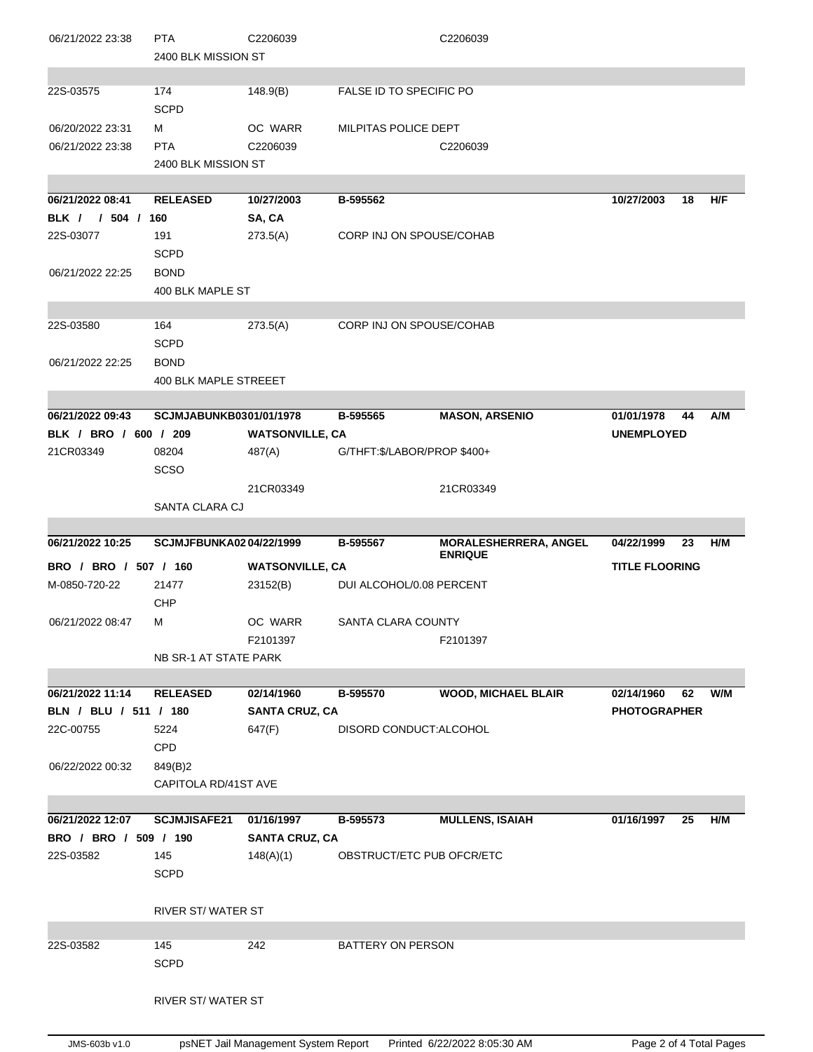| | | | | | | | |
|---|---|---|---|---|---|---|---|
| 06/21/2022 23:38 | PTA | C2206039 | | C2206039 | | | |
| | 2400 BLK MISSION ST | | | | | | |
| 22S-03575 | 174 | 148.9(B) | FALSE ID TO SPECIFIC PO | | | | |
| | SCPD | | | | | | |
| 06/20/2022 23:31 | M | OC WARR | MILPITAS POLICE DEPT | | | | |
| 06/21/2022 23:38 | PTA | C2206039 | | C2206039 | | | |
| | 2400 BLK MISSION ST | | | | | | |
| **06/21/2022 08:41** | **RELEASED** | **10/27/2003** | **B-595562** | | **10/27/2003** | **18** | **H/F** |
| **BLK / / 504 / 160** | | **SA, CA** | | | | | |
| 22S-03077 | 191 | 273.5(A) | CORP INJ ON SPOUSE/COHAB | | | | |
| | SCPD | | | | | | |
| 06/21/2022 22:25 | BOND | | | | | | |
| | 400 BLK MAPLE ST | | | | | | |
| 22S-03580 | 164 | 273.5(A) | CORP INJ ON SPOUSE/COHAB | | | | |
| | SCPD | | | | | | |
| 06/21/2022 22:25 | BOND | | | | | | |
| | 400 BLK MAPLE STREEET | | | | | | |
| **06/21/2022 09:43** | **SCJMJABUNKB03** | **01/01/1978** | **B-595565** | **MASON, ARSENIO** | **01/01/1978** | **44** | **A/M** |
| **BLK / BRO / 600 / 209** | | **WATSONVILLE, CA** | | | **UNEMPLOYED** | | |
| 21CR03349 | 08204 | 487(A) | G/THFT:$/LABOR/PROP $400+ | | | | |
| | SCSO | | | | | | |
| | | 21CR03349 | | 21CR03349 | | | |
| | SANTA CLARA CJ | | | | | | |
| **06/21/2022 10:25** | **SCJMJFBUNKA02** | **04/22/1999** | **B-595567** | **MORALESHERRERA, ANGEL ENRIQUE** | **04/22/1999** | **23** | **H/M** |
| **BRO / BRO / 507 / 160** | | **WATSONVILLE, CA** | | | **TITLE FLOORING** | | |
| M-0850-720-22 | 21477 | 23152(B) | DUI ALCOHOL/0.08 PERCENT | | | | |
| | CHP | | | | | | |
| 06/21/2022 08:47 | M | OC WARR | SANTA CLARA COUNTY | | | | |
| | | F2101397 | | F2101397 | | | |
| | NB SR-1 AT STATE PARK | | | | | | |
| **06/21/2022 11:14** | **RELEASED** | **02/14/1960** | **B-595570** | **WOOD, MICHAEL BLAIR** | **02/14/1960** | **62** | **W/M** |
| **BLN / BLU / 511 / 180** | | **SANTA CRUZ, CA** | | | **PHOTOGRAPHER** | | |
| 22C-00755 | 5224 | 647(F) | DISORD CONDUCT:ALCOHOL | | | | |
| | CPD | | | | | | |
| 06/22/2022 00:32 | 849(B)2 | | | | | | |
| | CAPITOLA RD/41ST AVE | | | | | | |
| **06/21/2022 12:07** | **SCJMJISAFE21** | **01/16/1997** | **B-595573** | **MULLENS, ISAIAH** | **01/16/1997** | **25** | **H/M** |
| **BRO / BRO / 509 / 190** | | **SANTA CRUZ, CA** | | | | | |
| 22S-03582 | 145 | 148(A)(1) | OBSTRUCT/ETC PUB OFCR/ETC | | | | |
| | SCPD | | | | | | |
| | RIVER ST/ WATER ST | | | | | | |
| 22S-03582 | 145 | 242 | BATTERY ON PERSON | | | | |
| | SCPD | | | | | | |
| | RIVER ST/ WATER ST | | | | | | |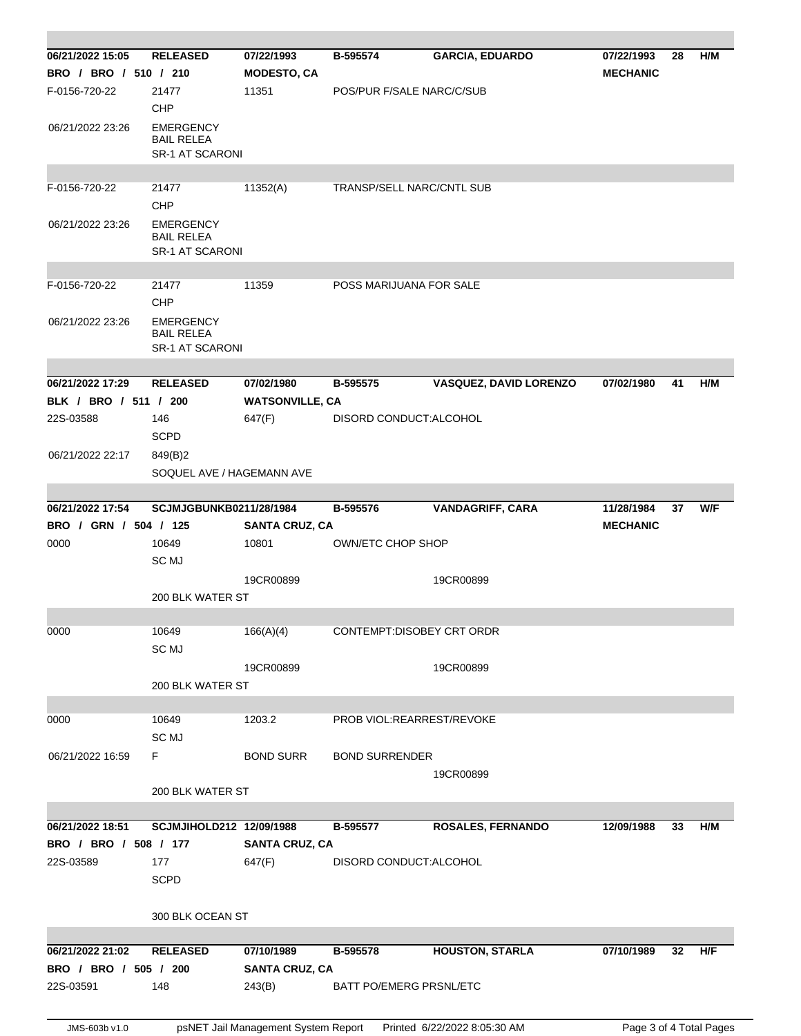| | | | | | | | |
|---|---|---|---|---|---|---|---|
| **06/21/2022 15:05** | **RELEASED** | **07/22/1993** | **B-595574** | **GARCIA, EDUARDO** | **07/22/1993** | **28** | **H/M** |
| **BRO / BRO / 510 / 210** | | **MODESTO, CA** | | | **MECHANIC** | | |
| F-0156-720-22 | 21477<br>CHP | 11351 | POS/PUR F/SALE NARC/C/SUB | | | | |
| 06/21/2022 23:26 | EMERGENCY BAIL RELEA<br>SR-1 AT SCARONI | | | | | | |
| F-0156-720-22 | 21477<br>CHP | 11352(A) | TRANSP/SELL NARC/CNTL SUB | | | | |
| 06/21/2022 23:26 | EMERGENCY BAIL RELEA<br>SR-1 AT SCARONI | | | | | | |
| F-0156-720-22 | 21477<br>CHP | 11359 | POSS MARIJUANA FOR SALE | | | | |
| 06/21/2022 23:26 | EMERGENCY BAIL RELEA<br>SR-1 AT SCARONI | | | | | | |
| **06/21/2022 17:29** | **RELEASED** | **07/02/1980** | **B-595575** | **VASQUEZ, DAVID LORENZO** | **07/02/1980** | **41** | **H/M** |
| **BLK / BRO / 511 / 200** | | **WATSONVILLE, CA** | | | | | |
| 22S-03588 | 146<br>SCPD | 647(F) | DISORD CONDUCT:ALCOHOL | | | | |
| 06/21/2022 22:17 | 849(B)2<br>SOQUEL AVE / HAGEMANN AVE | | | | | | |
| **06/21/2022 17:54** | **SCJMJGBUNKB0211/28/1984** | | **B-595576** | **VANDAGRIFF, CARA** | **11/28/1984** | **37** | **W/F** |
| **BRO / GRN / 504 / 125** | | **SANTA CRUZ, CA** | | | **MECHANIC** | | |
| 0000 | 10649<br>SC MJ | 10801 | OWN/ETC CHOP SHOP | | | | |
| | | 19CR00899 | | 19CR00899 | | | |
| | 200 BLK WATER ST | | | | | | |
| 0000 | 10649<br>SC MJ | 166(A)(4) | CONTEMPT:DISOBEY CRT ORDR | | | | |
| | | 19CR00899 | | 19CR00899 | | | |
| | 200 BLK WATER ST | | | | | | |
| 0000 | 10649<br>SC MJ | 1203.2 | PROB VIOL:REARREST/REVOKE | | | | |
| 06/21/2022 16:59 | F | BOND SURR | BOND SURRENDER | | | | |
| | | | | 19CR00899 | | | |
| | 200 BLK WATER ST | | | | | | |
| **06/21/2022 18:51** | **SCJMJIHOLD212 12/09/1988** | | **B-595577** | **ROSALES, FERNANDO** | **12/09/1988** | **33** | **H/M** |
| **BRO / BRO / 508 / 177** | | **SANTA CRUZ, CA** | | | | | |
| 22S-03589 | 177<br>SCPD | 647(F) | DISORD CONDUCT:ALCOHOL | | | | |
| | 300 BLK OCEAN ST | | | | | | |
| **06/21/2022 21:02** | **RELEASED** | **07/10/1989** | **B-595578** | **HOUSTON, STARLA** | **07/10/1989** | **32** | **H/F** |
| **BRO / BRO / 505 / 200** | | **SANTA CRUZ, CA** | | | | | |
| 22S-03591 | 148 | 243(B) | BATT PO/EMERG PRSNL/ETC | | | | |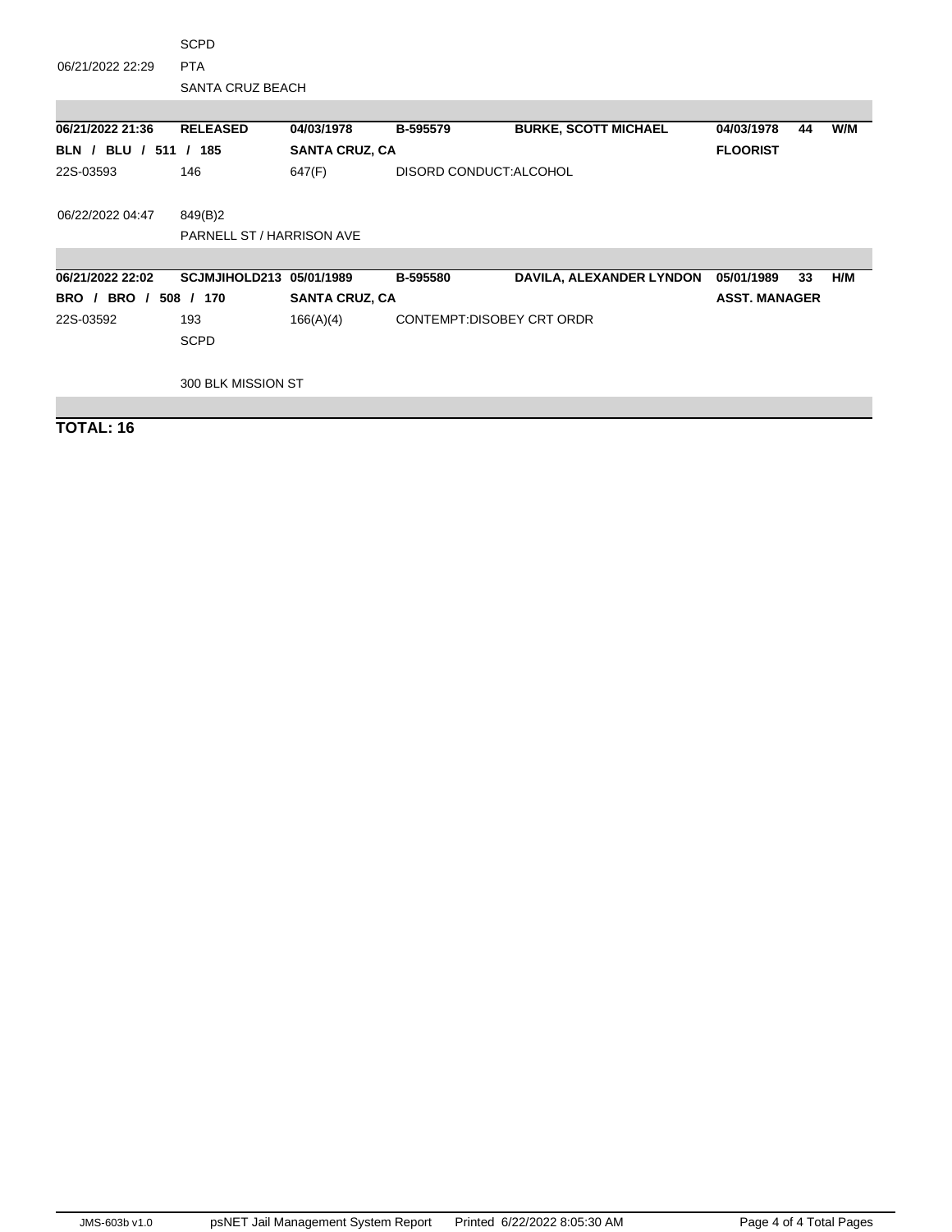| | | | | | | | |
|---|---|---|---|---|---|---|---|
| | SCPD | | | | | | |
| 06/21/2022 22:29 | PTA | | | | | | |
| | SANTA CRUZ BEACH | | | | | | |
| **06/21/2022 21:36** | **RELEASED** | **04/03/1978** | **B-595579** | **BURKE, SCOTT MICHAEL** | **04/03/1978** | **44** | **W/M** |
| **BLN / BLU / 511 / 185** | | **SANTA CRUZ, CA** | | | **FLOORIST** | | |
| 22S-03593 | 146 | 647(F) | DISORD CONDUCT:ALCOHOL | | | | |
| 06/22/2022 04:47 | 849(B)2 | | | | | | |
| | PARNELL ST / HARRISON AVE | | | | | | |
| **06/21/2022 22:02** | **SCJMJIHOLD213** | **05/01/1989** | **B-595580** | **DAVILA, ALEXANDER LYNDON** | **05/01/1989** | **33** | **H/M** |
| **BRO / BRO / 508 / 170** | | **SANTA CRUZ, CA** | | | **ASST. MANAGER** | | |
| 22S-03592 | 193 | 166(A)(4) | CONTEMPT:DISOBEY CRT ORDR | | | | |
| | SCPD | | | | | | |
| | 300 BLK MISSION ST | | | | | | |

**TOTAL: 16**

JMS-603b v1.0 psNET Jail Management System Report Printed 6/22/2022 8:05:30 AM